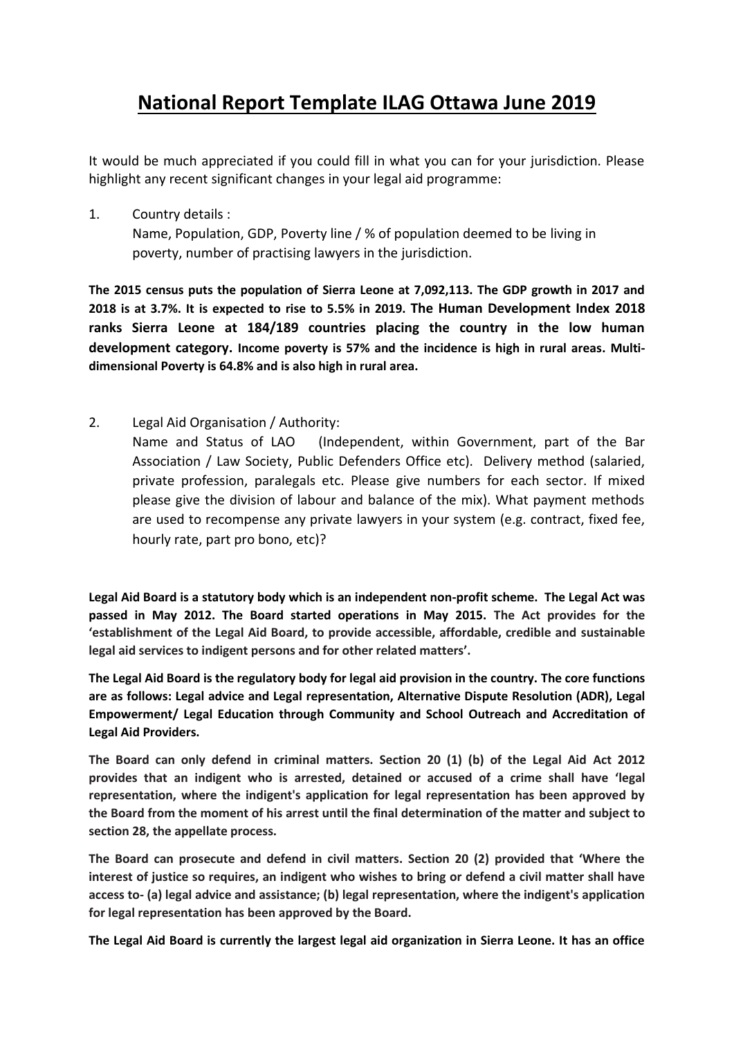# National Report Template ILAG Ottawa June 2019

It would be much appreciated if you could fill in what you can for your jurisdiction. Please highlight any recent significant changes in your legal aid programme:

1. Country details :
   Name, Population, GDP, Poverty line / % of population deemed to be living in poverty, number of practising lawyers in the jurisdiction.

**The 2015 census puts the population of Sierra Leone at 7,092,113. The GDP growth in 2017 and 2018 is at 3.7%. It is expected to rise to 5.5% in 2019. The Human Development Index 2018 ranks Sierra Leone at 184/189 countries placing the country in the low human development category. Income poverty is 57% and the incidence is high in rural areas. Multi-dimensional Poverty is 64.8% and is also high in rural area.**

2. Legal Aid Organisation / Authority:
   Name and Status of LAO (Independent, within Government, part of the Bar Association / Law Society, Public Defenders Office etc). Delivery method (salaried, private profession, paralegals etc. Please give numbers for each sector. If mixed please give the division of labour and balance of the mix). What payment methods are used to recompense any private lawyers in your system (e.g. contract, fixed fee, hourly rate, part pro bono, etc)?

**Legal Aid Board is a statutory body which is an independent non-profit scheme. The Legal Act was passed in May 2012. The Board started operations in May 2015. The Act provides for the 'establishment of the Legal Aid Board, to provide accessible, affordable, credible and sustainable legal aid services to indigent persons and for other related matters'.**

**The Legal Aid Board is the regulatory body for legal aid provision in the country. The core functions are as follows: Legal advice and Legal representation, Alternative Dispute Resolution (ADR), Legal Empowerment/ Legal Education through Community and School Outreach and Accreditation of Legal Aid Providers.**

**The Board can only defend in criminal matters. Section 20 (1) (b) of the Legal Aid Act 2012 provides that an indigent who is arrested, detained or accused of a crime shall have 'legal representation, where the indigent's application for legal representation has been approved by the Board from the moment of his arrest until the final determination of the matter and subject to section 28, the appellate process.**

**The Board can prosecute and defend in civil matters. Section 20 (2) provided that 'Where the interest of justice so requires, an indigent who wishes to bring or defend a civil matter shall have access to- (a) legal advice and assistance; (b) legal representation, where the indigent's application for legal representation has been approved by the Board.**

**The Legal Aid Board is currently the largest legal aid organization in Sierra Leone. It has an office**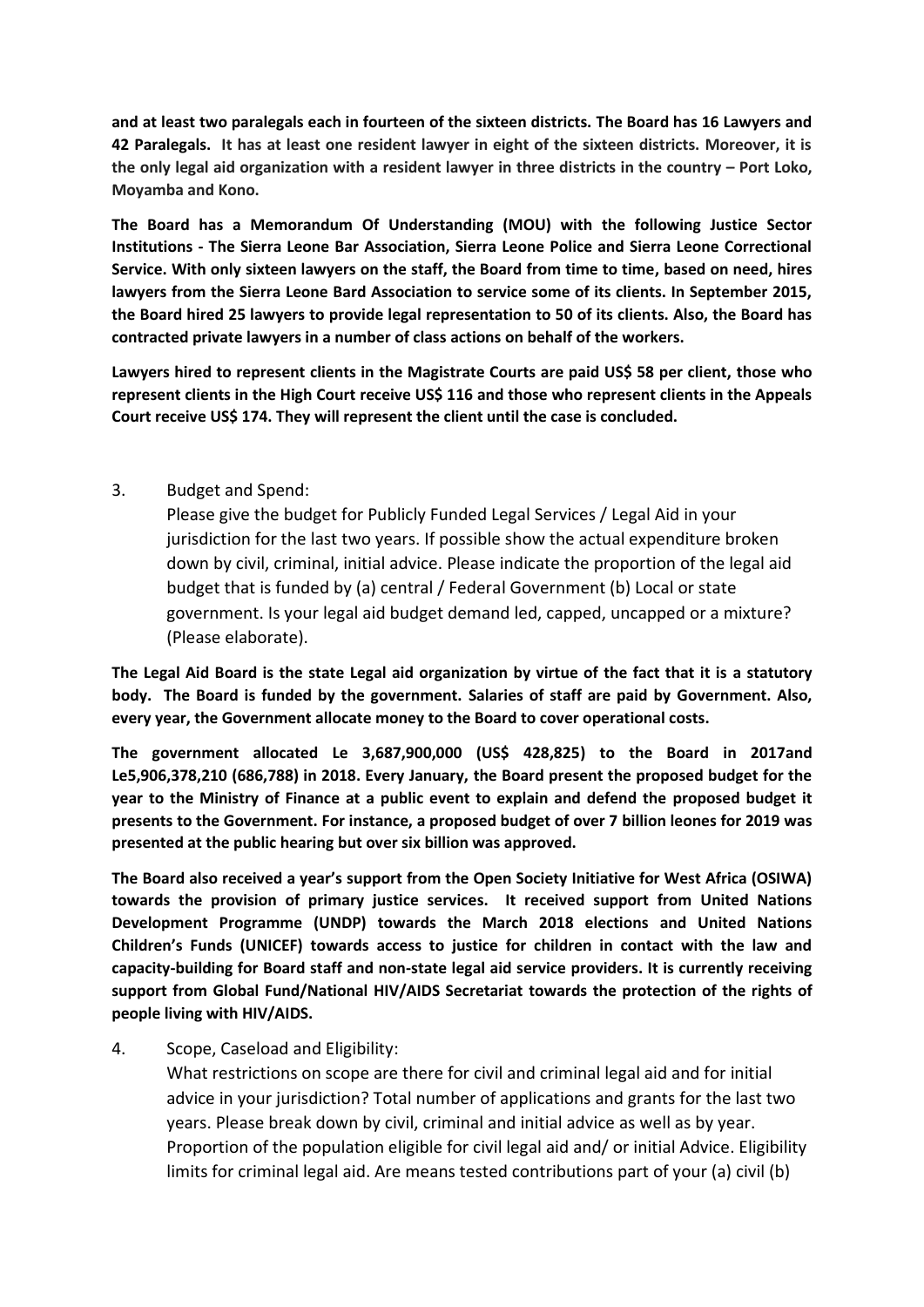**and at least two paralegals each in fourteen of the sixteen districts. The Board has 16 Lawyers and 42 Paralegals. It has at least one resident lawyer in eight of the sixteen districts. Moreover, it is the only legal aid organization with a resident lawyer in three districts in the country – Port Loko, Moyamba and Kono.**

**The Board has a Memorandum Of Understanding (MOU) with the following Justice Sector Institutions - The Sierra Leone Bar Association, Sierra Leone Police and Sierra Leone Correctional Service. With only sixteen lawyers on the staff, the Board from time to time, based on need, hires lawyers from the Sierra Leone Bard Association to service some of its clients. In September 2015, the Board hired 25 lawyers to provide legal representation to 50 of its clients. Also, the Board has contracted private lawyers in a number of class actions on behalf of the workers.**

**Lawyers hired to represent clients in the Magistrate Courts are paid US$ 58 per client, those who represent clients in the High Court receive US$ 116 and those who represent clients in the Appeals Court receive US$ 174. They will represent the client until the case is concluded.**

3. Budget and Spend:

   Please give the budget for Publicly Funded Legal Services / Legal Aid in your jurisdiction for the last two years. If possible show the actual expenditure broken down by civil, criminal, initial advice. Please indicate the proportion of the legal aid budget that is funded by (a) central / Federal Government (b) Local or state government. Is your legal aid budget demand led, capped, uncapped or a mixture? (Please elaborate).

**The Legal Aid Board is the state Legal aid organization by virtue of the fact that it is a statutory body. The Board is funded by the government. Salaries of staff are paid by Government. Also, every year, the Government allocate money to the Board to cover operational costs.**

**The government allocated Le 3,687,900,000 (US$ 428,825) to the Board in 2017and Le5,906,378,210 (686,788) in 2018. Every January, the Board present the proposed budget for the year to the Ministry of Finance at a public event to explain and defend the proposed budget it presents to the Government. For instance, a proposed budget of over 7 billion leones for 2019 was presented at the public hearing but over six billion was approved.**

**The Board also received a year's support from the Open Society Initiative for West Africa (OSIWA) towards the provision of primary justice services. It received support from United Nations Development Programme (UNDP) towards the March 2018 elections and United Nations Children's Funds (UNICEF) towards access to justice for children in contact with the law and capacity-building for Board staff and non-state legal aid service providers. It is currently receiving support from Global Fund/National HIV/AIDS Secretariat towards the protection of the rights of people living with HIV/AIDS.**

4. Scope, Caseload and Eligibility:

   What restrictions on scope are there for civil and criminal legal aid and for initial advice in your jurisdiction? Total number of applications and grants for the last two years. Please break down by civil, criminal and initial advice as well as by year. Proportion of the population eligible for civil legal aid and/ or initial Advice. Eligibility limits for criminal legal aid. Are means tested contributions part of your (a) civil (b)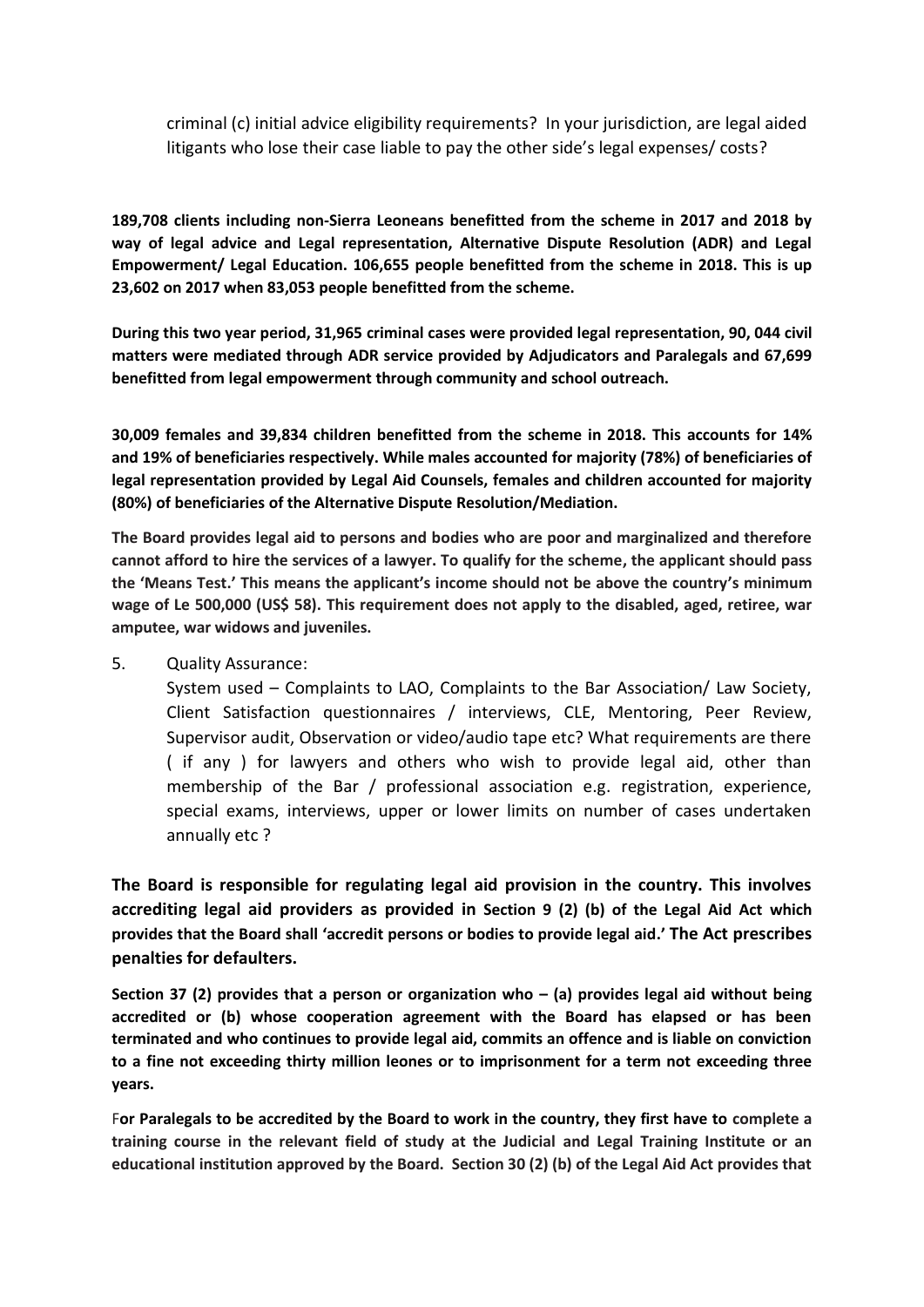criminal (c) initial advice eligibility requirements? In your jurisdiction, are legal aided litigants who lose their case liable to pay the other side's legal expenses/ costs?

**189,708 clients including non-Sierra Leoneans benefitted from the scheme in 2017 and 2018 by way of legal advice and Legal representation, Alternative Dispute Resolution (ADR) and Legal Empowerment/ Legal Education. 106,655 people benefitted from the scheme in 2018. This is up 23,602 on 2017 when 83,053 people benefitted from the scheme.**

**During this two year period, 31,965 criminal cases were provided legal representation, 90, 044 civil matters were mediated through ADR service provided by Adjudicators and Paralegals and 67,699 benefitted from legal empowerment through community and school outreach.**

**30,009 females and 39,834 children benefitted from the scheme in 2018. This accounts for 14% and 19% of beneficiaries respectively. While males accounted for majority (78%) of beneficiaries of legal representation provided by Legal Aid Counsels, females and children accounted for majority (80%) of beneficiaries of the Alternative Dispute Resolution/Mediation.**

**The Board provides legal aid to persons and bodies who are poor and marginalized and therefore cannot afford to hire the services of a lawyer. To qualify for the scheme, the applicant should pass the 'Means Test.' This means the applicant's income should not be above the country's minimum wage of Le 500,000 (US$ 58). This requirement does not apply to the disabled, aged, retiree, war amputee, war widows and juveniles.**

5. Quality Assurance:
   System used – Complaints to LAO, Complaints to the Bar Association/ Law Society, Client Satisfaction questionnaires / interviews, CLE, Mentoring, Peer Review, Supervisor audit, Observation or video/audio tape etc? What requirements are there ( if any ) for lawyers and others who wish to provide legal aid, other than membership of the Bar / professional association e.g. registration, experience, special exams, interviews, upper or lower limits on number of cases undertaken annually etc ?

**The Board is responsible for regulating legal aid provision in the country. This involves accrediting legal aid providers as provided in Section 9 (2) (b) of the Legal Aid Act which provides that the Board shall 'accredit persons or bodies to provide legal aid.' The Act prescribes penalties for defaulters.**

**Section 37 (2) provides that a person or organization who – (a) provides legal aid without being accredited or (b) whose cooperation agreement with the Board has elapsed or has been terminated and who continues to provide legal aid, commits an offence and is liable on conviction to a fine not exceeding thirty million leones or to imprisonment for a term not exceeding three years.**

F**or Paralegals to be accredited by the Board to work in the country, they first have to complete a training course in the relevant field of study at the Judicial and Legal Training Institute or an educational institution approved by the Board. Section 30 (2) (b) of the Legal Aid Act provides that**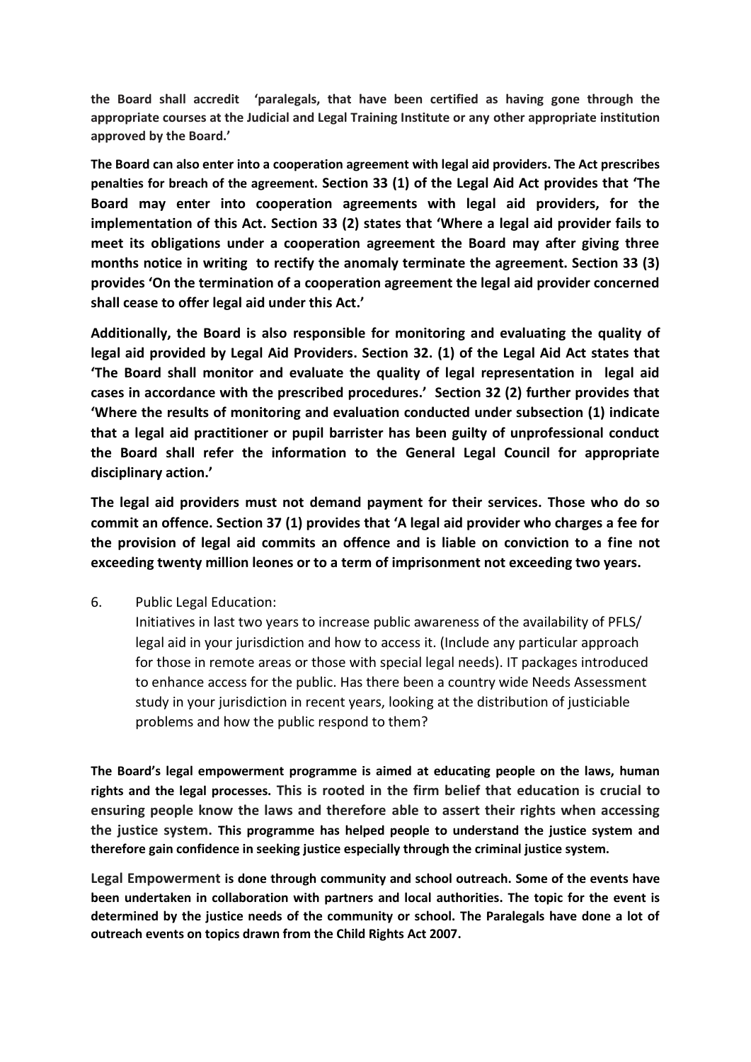**the Board shall accredit 'paralegals, that have been certified as having gone through the appropriate courses at the Judicial and Legal Training Institute or any other appropriate institution approved by the Board.'**

**The Board can also enter into a cooperation agreement with legal aid providers. The Act prescribes penalties for breach of the agreement. Section 33 (1) of the Legal Aid Act provides that 'The Board may enter into cooperation agreements with legal aid providers, for the implementation of this Act. Section 33 (2) states that 'Where a legal aid provider fails to meet its obligations under a cooperation agreement the Board may after giving three months notice in writing to rectify the anomaly terminate the agreement. Section 33 (3) provides 'On the termination of a cooperation agreement the legal aid provider concerned shall cease to offer legal aid under this Act.'**

**Additionally, the Board is also responsible for monitoring and evaluating the quality of legal aid provided by Legal Aid Providers. Section 32. (1) of the Legal Aid Act states that 'The Board shall monitor and evaluate the quality of legal representation in legal aid cases in accordance with the prescribed procedures.' Section 32 (2) further provides that 'Where the results of monitoring and evaluation conducted under subsection (1) indicate that a legal aid practitioner or pupil barrister has been guilty of unprofessional conduct the Board shall refer the information to the General Legal Council for appropriate disciplinary action.'**

**The legal aid providers must not demand payment for their services. Those who do so commit an offence. Section 37 (1) provides that 'A legal aid provider who charges a fee for the provision of legal aid commits an offence and is liable on conviction to a fine not exceeding twenty million leones or to a term of imprisonment not exceeding two years.**

6. Public Legal Education:
   Initiatives in last two years to increase public awareness of the availability of PFLS/ legal aid in your jurisdiction and how to access it. (Include any particular approach for those in remote areas or those with special legal needs). IT packages introduced to enhance access for the public. Has there been a country wide Needs Assessment study in your jurisdiction in recent years, looking at the distribution of justiciable problems and how the public respond to them?

**The Board's legal empowerment programme is aimed at educating people on the laws, human rights and the legal processes. This is rooted in the firm belief that education is crucial to ensuring people know the laws and therefore able to assert their rights when accessing the justice system. This programme has helped people to understand the justice system and therefore gain confidence in seeking justice especially through the criminal justice system.**

**Legal Empowerment is done through community and school outreach. Some of the events have been undertaken in collaboration with partners and local authorities. The topic for the event is determined by the justice needs of the community or school. The Paralegals have done a lot of outreach events on topics drawn from the Child Rights Act 2007.**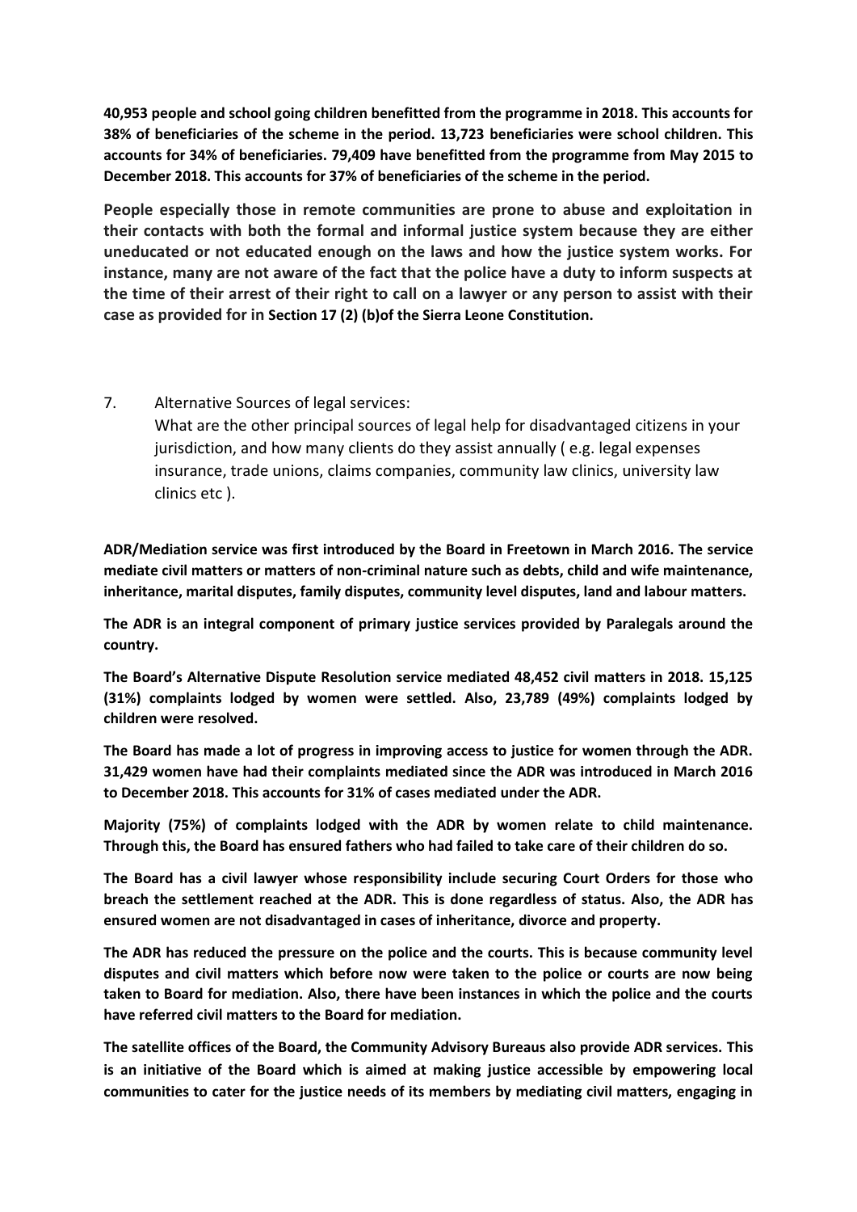**40,953 people and school going children benefitted from the programme in 2018. This accounts for 38% of beneficiaries of the scheme in the period. 13,723 beneficiaries were school children. This accounts for 34% of beneficiaries. 79,409 have benefitted from the programme from May 2015 to December 2018. This accounts for 37% of beneficiaries of the scheme in the period.**

**People especially those in remote communities are prone to abuse and exploitation in their contacts with both the formal and informal justice system because they are either uneducated or not educated enough on the laws and how the justice system works. For instance, many are not aware of the fact that the police have a duty to inform suspects at the time of their arrest of their right to call on a lawyer or any person to assist with their case as provided for in Section 17 (2) (b)of the Sierra Leone Constitution.**

7. Alternative Sources of legal services:
   What are the other principal sources of legal help for disadvantaged citizens in your jurisdiction, and how many clients do they assist annually ( e.g. legal expenses insurance, trade unions, claims companies, community law clinics, university law clinics etc ).

**ADR/Mediation service was first introduced by the Board in Freetown in March 2016. The service mediate civil matters or matters of non-criminal nature such as debts, child and wife maintenance, inheritance, marital disputes, family disputes, community level disputes, land and labour matters.**

**The ADR is an integral component of primary justice services provided by Paralegals around the country.**

**The Board's Alternative Dispute Resolution service mediated 48,452 civil matters in 2018. 15,125 (31%) complaints lodged by women were settled. Also, 23,789 (49%) complaints lodged by children were resolved.**

**The Board has made a lot of progress in improving access to justice for women through the ADR. 31,429 women have had their complaints mediated since the ADR was introduced in March 2016 to December 2018. This accounts for 31% of cases mediated under the ADR.**

**Majority (75%) of complaints lodged with the ADR by women relate to child maintenance. Through this, the Board has ensured fathers who had failed to take care of their children do so.**

**The Board has a civil lawyer whose responsibility include securing Court Orders for those who breach the settlement reached at the ADR. This is done regardless of status. Also, the ADR has ensured women are not disadvantaged in cases of inheritance, divorce and property.**

**The ADR has reduced the pressure on the police and the courts. This is because community level disputes and civil matters which before now were taken to the police or courts are now being taken to Board for mediation. Also, there have been instances in which the police and the courts have referred civil matters to the Board for mediation.**

**The satellite offices of the Board, the Community Advisory Bureaus also provide ADR services. This is an initiative of the Board which is aimed at making justice accessible by empowering local communities to cater for the justice needs of its members by mediating civil matters, engaging in**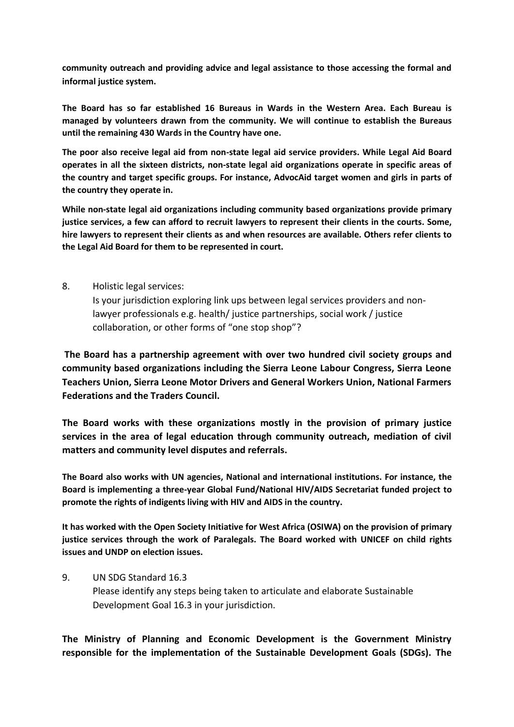**community outreach and providing advice and legal assistance to those accessing the formal and informal justice system.**

**The Board has so far established 16 Bureaus in Wards in the Western Area. Each Bureau is managed by volunteers drawn from the community. We will continue to establish the Bureaus until the remaining 430 Wards in the Country have one.**

**The poor also receive legal aid from non-state legal aid service providers. While Legal Aid Board operates in all the sixteen districts, non-state legal aid organizations operate in specific areas of the country and target specific groups. For instance, AdvocAid target women and girls in parts of the country they operate in.**

**While non-state legal aid organizations including community based organizations provide primary justice services, a few can afford to recruit lawyers to represent their clients in the courts. Some, hire lawyers to represent their clients as and when resources are available. Others refer clients to the Legal Aid Board for them to be represented in court.**

8. Holistic legal services:
   Is your jurisdiction exploring link ups between legal services providers and non-lawyer professionals e.g. health/ justice partnerships, social work / justice collaboration, or other forms of "one stop shop"?

**The Board has a partnership agreement with over two hundred civil society groups and community based organizations including the Sierra Leone Labour Congress, Sierra Leone Teachers Union, Sierra Leone Motor Drivers and General Workers Union, National Farmers Federations and the Traders Council.**

**The Board works with these organizations mostly in the provision of primary justice services in the area of legal education through community outreach, mediation of civil matters and community level disputes and referrals.**

**The Board also works with UN agencies, National and international institutions. For instance, the Board is implementing a three-year Global Fund/National HIV/AIDS Secretariat funded project to promote the rights of indigents living with HIV and AIDS in the country.**

**It has worked with the Open Society Initiative for West Africa (OSIWA) on the provision of primary justice services through the work of Paralegals. The Board worked with UNICEF on child rights issues and UNDP on election issues.**

9. UN SDG Standard 16.3
   Please identify any steps being taken to articulate and elaborate Sustainable Development Goal 16.3 in your jurisdiction.

**The Ministry of Planning and Economic Development is the Government Ministry responsible for the implementation of the Sustainable Development Goals (SDGs). The**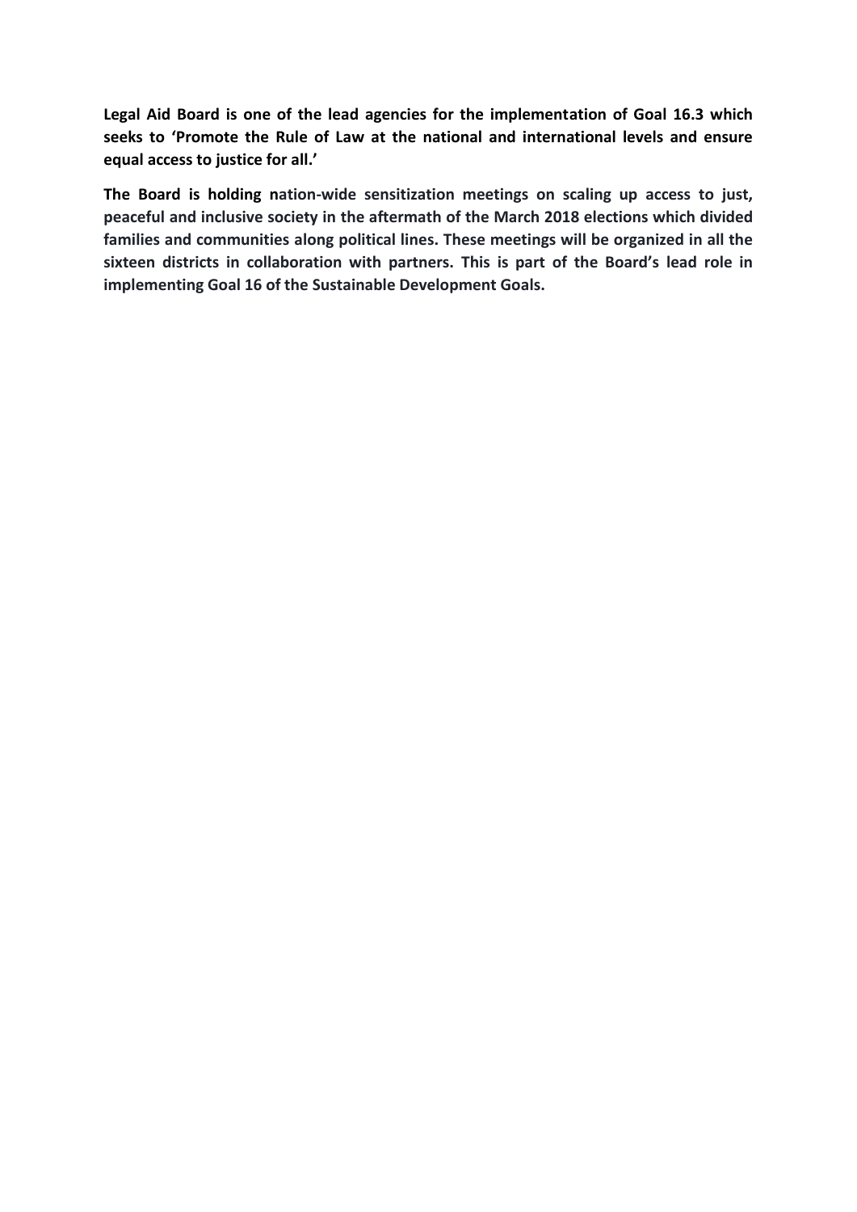**Legal Aid Board is one of the lead agencies for the implementation of Goal 16.3 which seeks to 'Promote the Rule of Law at the national and international levels and ensure equal access to justice for all.'**

**The Board is holding nation-wide sensitization meetings on scaling up access to just, peaceful and inclusive society in the aftermath of the March 2018 elections which divided families and communities along political lines. These meetings will be organized in all the sixteen districts in collaboration with partners. This is part of the Board's lead role in implementing Goal 16 of the Sustainable Development Goals.**